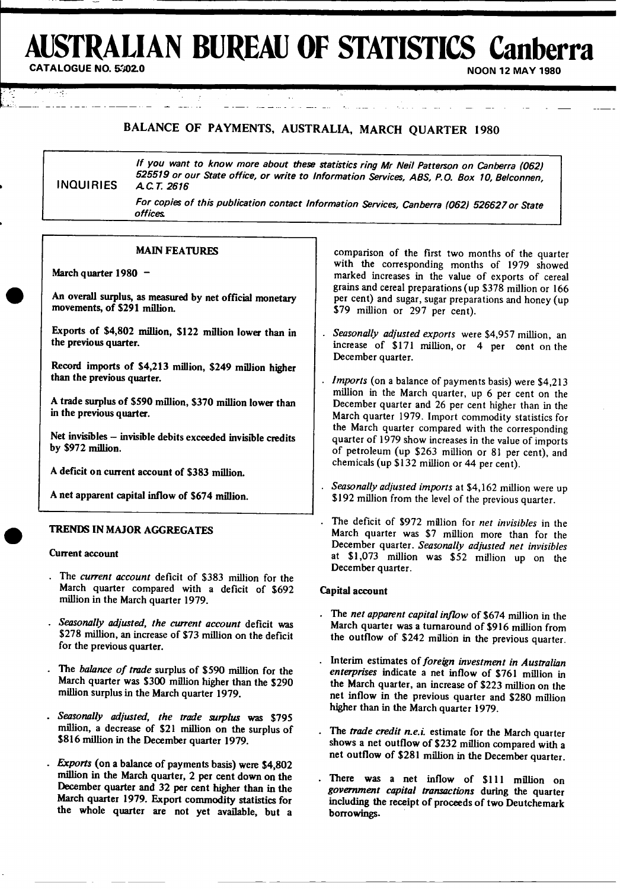# AUSTRALIAN BUREAU OF STATISTICS Canberra

CATALOGUE NO. 5302.0

NOON 12 MAY 1980

## BALANCE OF PAYMENTS, AUSTRALIA, MARCH QUARTER 1980

INQUIRIES

*If you want to know more about these statistics ring Mr Neil Patterson on Canberra (062) 525519 or our State office, or write to Information Services, ABS, P.O. Box 10, Belconnen, A.C.T. 2616*

*For copies of this publication contact Information Services, Canberra (062) 526627 or State offices.*

### MAIN FEATURES

**March quarter 1980 –**

**An overall surplus, as measured by net official monetary movements, of $291 million.**

**Exports of $4,802 million, $122 million lower than in the previous quarter.**

**Record imports of $4,213 million, $249 million higher than the previous quarter.**

**A trade surplus of $590 million, $370 million lower than in the previous quarter.**

**Net invisibles – invisible debits exceeded invisible credits by $972 million.**

**A deficit on current account of $383 million.**

**A net apparent capital inflow of $674 million.**

### TRENDS IN MAJOR AGGREGATES

#### Current account

- The *current account* deficit of $383 million for the March quarter compared with a deficit of $692 million in the March quarter 1979.
- *Seasonally adjusted, the current account* deficit was $278 million, an increase of $73 million on the deficit for the previous quarter.
- The *balance of trade* surplus of $590 million for the March quarter was $300 million higher than the $290 million surplus in the March quarter 1979.
- *Seasonally adjusted, the trade surplus* was $795 million, a decrease of $21 million on the surplus of $816 million in the December quarter 1979.
- *Exports* (on a balance of payments basis) were $4,802 million in the March quarter, 2 per cent down on the December quarter and 32 per cent higher than in the March quarter 1979. Export commodity statistics for the whole quarter are not yet available, but a comparison of the first two months of the quarter with the corresponding months of 1979 showed marked increases in the value of exports of cereal grains and cereal preparations (up $378 million or 166 per cent) and sugar, sugar preparations and honey (up $79 million or 297 per cent).
- *Seasonally adjusted exports* were $4,957 million, an increase of $171 million, or 4 per cent on the December quarter.
- *Imports* (on a balance of payments basis) were $4,213 million in the March quarter, up 6 per cent on the December quarter and 26 per cent higher than in the March quarter 1979. Import commodity statistics for the March quarter compared with the corresponding quarter of 1979 show increases in the value of imports of petroleum (up $263 million or 81 per cent), and chemicals (up $132 million or 44 per cent).
- *Seasonally adjusted imports* at $4,162 million were up $192 million from the level of the previous quarter.
- The deficit of $972 million for *net invisibles* in the March quarter was $7 million more than for the December quarter. *Seasonally adjusted net invisibles* at $1,073 million was $52 million up on the December quarter.

#### Capital account

- The *net apparent capital inflow* of $674 million in the March quarter was a turnaround of $916 million from the outflow of $242 million in the previous quarter.
- Interim estimates of *foreign investment in Australian enterprises* indicate a net inflow of $761 million in the March quarter, an increase of $223 million on the net inflow in the previous quarter and $280 million higher than in the March quarter 1979.
- The *trade credit n.e.i.* estimate for the March quarter shows a net outflow of $232 million compared with a net outflow of $281 million in the December quarter.
- There was a net inflow of $111 million on *government capital transactions* during the quarter including the receipt of proceeds of two Deutchemark borrowings.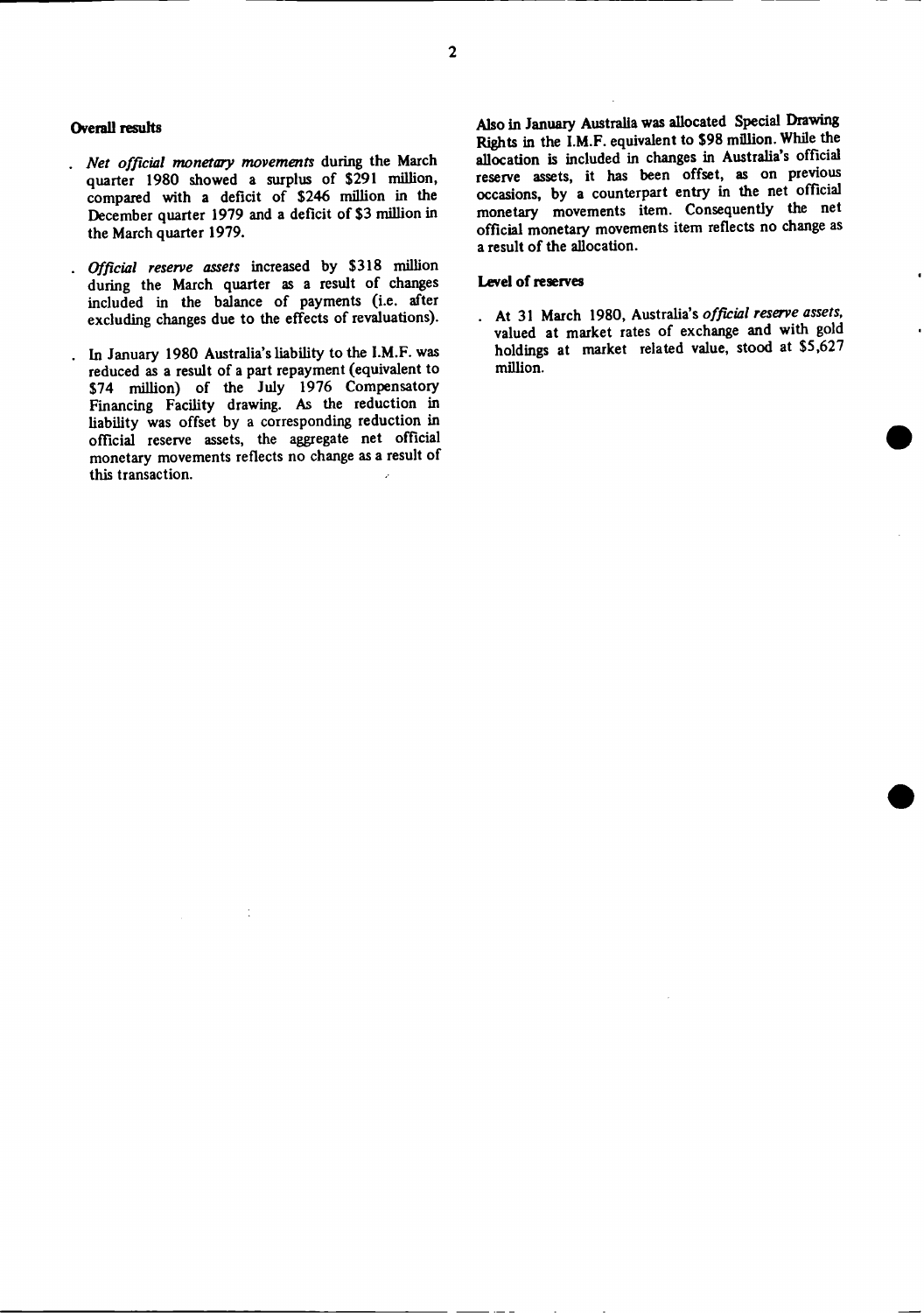## Overall results

- *Net official monetary movements* during the March quarter 1980 showed a surplus of $291 million, compared with a deficit of $246 million in the December quarter 1979 and a deficit of $3 million in the March quarter 1979.

- *Official reserve assets* increased by $318 million during the March quarter as a result of changes included in the balance of payments (i.e. after excluding changes due to the effects of revaluations).

- In January 1980 Australia's liability to the I.M.F. was reduced as a result of a part repayment (equivalent to $74 million) of the July 1976 Compensatory Financing Facility drawing. As the reduction in liability was offset by a corresponding reduction in official reserve assets, the aggregate net official monetary movements reflects no change as a result of this transaction.

Also in January Australia was allocated Special Drawing Rights in the I.M.F. equivalent to $98 million. While the allocation is included in changes in Australia's official reserve assets, it has been offset, as on previous occasions, by a counterpart entry in the net official monetary movements item. Consequently the net official monetary movements item reflects no change as a result of the allocation.

## Level of reserves

- At 31 March 1980, Australia's *official reserve assets*, valued at market rates of exchange and with gold holdings at market related value, stood at $5,627 million.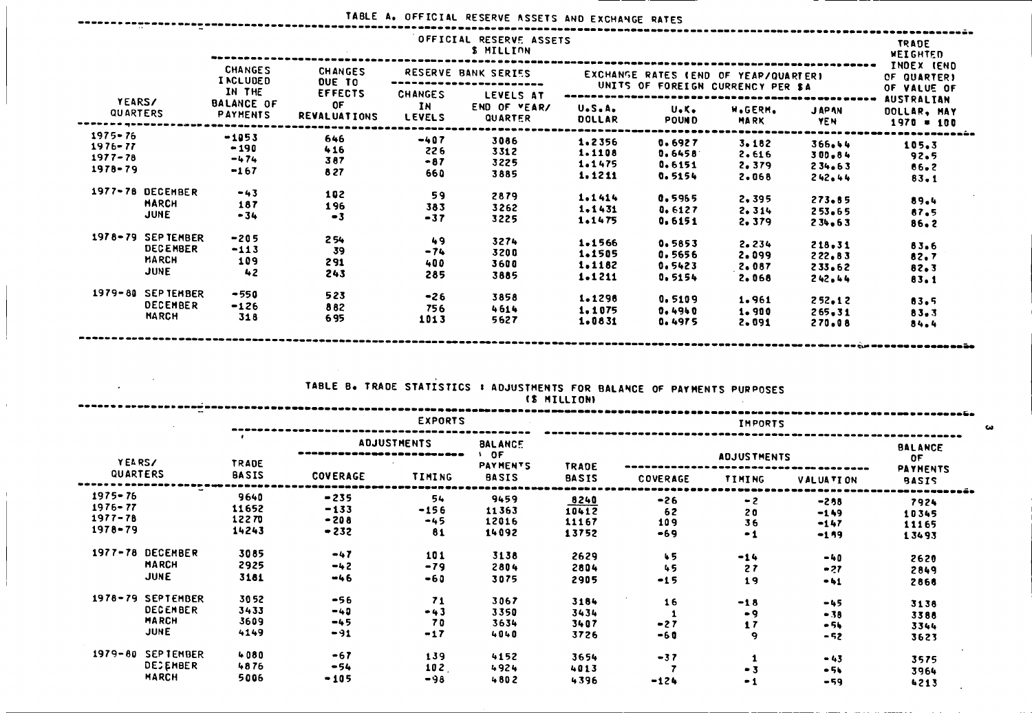## TABLE A. OFFICIAL RESERVE ASSETS AND EXCHANGE RATES

| YEARS/ QUARTERS | | OFFICIAL RESERVE ASSETS $ MILLION | | | | | | | | TRADE WEIGHTED INDEX (END OF QUARTER) OF VALUE OF AUSTRALIAN DOLLAR, MAY 1970 = 100 |
|---|---|---|---|---|---|---|---|---|---|---|
| | | CHANGES INCLUDED IN THE BALANCE OF PAYMENTS | CHANGES DUE TO EFFECTS OF REVALUATIONS | RESERVE BANK SERIES | | EXCHANGE RATES (END OF YEAR/QUARTER) UNITS OF FOREIGN CURRENCY PER $A | | | | |
| | | | | CHANGES IN LEVELS | LEVELS AT END OF YEAR/ QUARTER | U.S.A. DOLLAR | U.K. POUND | W.GERM. MARK | JAPAN YEN | |
| 1975-76 | | -1053 | 646 | -407 | 3086 | 1.2356 | 0.6927 | 3.182 | 366.44 | 105.3 |
| 1976-77 | | -190 | 416 | 226 | 3312 | 1.1108 | 0.6458 | 2.616 | 300.84 | 92.5 |
| 1977-78 | | -474 | 387 | -87 | 3225 | 1.1475 | 0.6151 | 2.379 | 234.63 | 86.2 |
| 1978-79 | | -167 | 827 | 660 | 3885 | 1.1211 | 0.5154 | 2.068 | 242.44 | 83.1 |
| 1977-78 | DECEMBER | -43 | 102 | 59 | 2879 | 1.1414 | 0.5965 | 2.395 | 273.85 | 89.4 |
| | MARCH | 187 | 196 | 383 | 3262 | 1.1431 | 0.6127 | 2.314 | 253.65 | 87.5 |
| | JUNE | -34 | -3 | -37 | 3225 | 1.1475 | 0.6151 | 2.379 | 234.63 | 86.2 |
| 1978-79 | SEPTEMBER | -205 | 254 | 49 | 3274 | 1.1566 | 0.5853 | 2.234 | 218.31 | 83.6 |
| | DECEMBER | -113 | 39 | -74 | 3200 | 1.1505 | 0.5656 | 2.099 | 222.83 | 82.7 |
| | MARCH | 109 | 291 | 400 | 3600 | 1.1182 | 0.5423 | 2.087 | 233.62 | 82.3 |
| | JUNE | 42 | 243 | 285 | 3885 | 1.1211 | 0.5154 | 2.068 | 242.44 | 83.1 |
| 1979-80 | SEPTEMBER | -550 | 523 | -26 | 3858 | 1.1298 | 0.5109 | 1.961 | 252.12 | 83.5 |
| | DECEMBER | -126 | 882 | 756 | 4614 | 1.1075 | 0.4940 | 1.900 | 265.31 | 83.3 |
| | MARCH | 318 | 695 | 1013 | 5627 | 1.0831 | 0.4975 | 2.091 | 270.08 | 84.4 |

## TABLE B. TRADE STATISTICS : ADJUSTMENTS FOR BALANCE OF PAYMENTS PURPOSES ($ MILLION)

| YEARS/ QUARTERS | | EXPORTS | | | | IMPORTS | | | | |
|---|---|---|---|---|---|---|---|---|---|---|
| | | TRADE BASIS | ADJUSTMENTS | | BALANCE OF PAYMENTS BASIS | TRADE BASIS | ADJUSTMENTS | | | BALANCE OF PAYMENTS BASIS |
| | | | COVERAGE | TIMING | | | COVERAGE | TIMING | VALUATION | |
| 1975-76 | | 9640 | -235 | 54 | 9459 | 8240 | -26 | -2 | -288 | 7924 |
| 1976-77 | | 11652 | -133 | -156 | 11363 | 10412 | 62 | 20 | -149 | 10345 |
| 1977-78 | | 12270 | -208 | -45 | 12016 | 11167 | 109 | 36 | -147 | 11165 |
| 1978-79 | | 14243 | -232 | 81 | 14092 | 13752 | -69 | -1 | -189 | 13493 |
| 1977-78 | DECEMBER | 3085 | -47 | 101 | 3138 | 2629 | 45 | -14 | -40 | 2620 |
| | MARCH | 2925 | -42 | -79 | 2804 | 2804 | 45 | 27 | -27 | 2849 |
| | JUNE | 3181 | -46 | -60 | 3075 | 2905 | -15 | 19 | -41 | 2868 |
| 1978-79 | SEPTEMBER | 3052 | -56 | 71 | 3067 | 3184 | 16 | -18 | -45 | 3138 |
| | DECEMBER | 3433 | -40 | -43 | 3350 | 3434 | 1 | -9 | -38 | 3388 |
| | MARCH | 3609 | -45 | 70 | 3634 | 3407 | -27 | 17 | -54 | 3344 |
| | JUNE | 4149 | -91 | -17 | 4040 | 3726 | -60 | 9 | -52 | 3623 |
| 1979-80 | SEPTEMBER | 4080 | -67 | 139 | 4152 | 3654 | -37 | 1 | -43 | 3575 |
| | DECEMBER | 4876 | -54 | 102 | 4924 | 4013 | 7 | -3 | -54 | 3964 |
| | MARCH | 5006 | -105 | -98 | 4802 | 4396 | -124 | -1 | -59 | 4213 |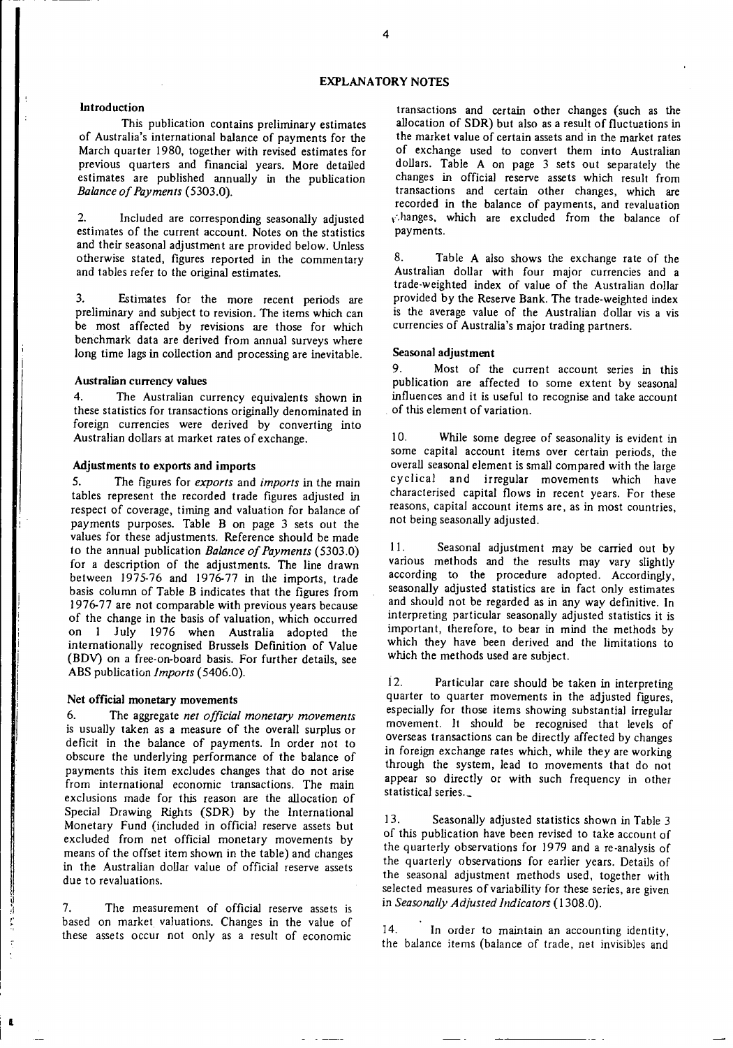# EXPLANATORY NOTES

## Introduction

This publication contains preliminary estimates of Australia's international balance of payments for the March quarter 1980, together with revised estimates for previous quarters and financial years. More detailed estimates are published annually in the publication *Balance of Payments* (5303.0).

2. Included are corresponding seasonally adjusted estimates of the current account. Notes on the statistics and their seasonal adjustment are provided below. Unless otherwise stated, figures reported in the commentary and tables refer to the original estimates.

3. Estimates for the more recent periods are preliminary and subject to revision. The items which can be most affected by revisions are those for which benchmark data are derived from annual surveys where long time lags in collection and processing are inevitable.

## Australian currency values

4. The Australian currency equivalents shown in these statistics for transactions originally denominated in foreign currencies were derived by converting into Australian dollars at market rates of exchange.

## Adjustments to exports and imports

5. The figures for *exports* and *imports* in the main tables represent the recorded trade figures adjusted in respect of coverage, timing and valuation for balance of payments purposes. Table B on page 3 sets out the values for these adjustments. Reference should be made to the annual publication *Balance of Payments* (5303.0) for a description of the adjustments. The line drawn between 1975-76 and 1976-77 in the imports, trade basis column of Table B indicates that the figures from 1976-77 are not comparable with previous years because of the change in the basis of valuation, which occurred on 1 July 1976 when Australia adopted the internationally recognised Brussels Definition of Value (BDV) on a free-on-board basis. For further details, see ABS publication *Imports* (5406.0).

## Net official monetary movements

6. The aggregate *net official monetary movements* is usually taken as a measure of the overall surplus or deficit in the balance of payments. In order not to obscure the underlying performance of the balance of payments this item excludes changes that do not arise from international economic transactions. The main exclusions made for this reason are the allocation of Special Drawing Rights (SDR) by the International Monetary Fund (included in official reserve assets but excluded from net official monetary movements by means of the offset item shown in the table) and changes in the Australian dollar value of official reserve assets due to revaluations.

7. The measurement of official reserve assets is based on market valuations. Changes in the value of these assets occur not only as a result of economic transactions and certain other changes (such as the allocation of SDR) but also as a result of fluctuations in the market value of certain assets and in the market rates of exchange used to convert them into Australian dollars. Table A on page 3 sets out separately the changes in official reserve assets which result from transactions and certain other changes, which are recorded in the balance of payments, and revaluation changes, which are excluded from the balance of payments.

8. Table A also shows the exchange rate of the Australian dollar with four major currencies and a trade-weighted index of value of the Australian dollar provided by the Reserve Bank. The trade-weighted index is the average value of the Australian dollar vis a vis currencies of Australia's major trading partners.

## Seasonal adjustment

9. Most of the current account series in this publication are affected to some extent by seasonal influences and it is useful to recognise and take account of this element of variation.

10. While some degree of seasonality is evident in some capital account items over certain periods, the overall seasonal element is small compared with the large cyclical and irregular movements which have characterised capital flows in recent years. For these reasons, capital account items are, as in most countries, not being seasonally adjusted.

11. Seasonal adjustment may be carried out by various methods and the results may vary slightly according to the procedure adopted. Accordingly, seasonally adjusted statistics are in fact only estimates and should not be regarded as in any way definitive. In interpreting particular seasonally adjusted statistics it is important, therefore, to bear in mind the methods by which they have been derived and the limitations to which the methods used are subject.

12. Particular care should be taken in interpreting quarter to quarter movements in the adjusted figures, especially for those items showing substantial irregular movement. It should be recognised that levels of overseas transactions can be directly affected by changes in foreign exchange rates which, while they are working through the system, lead to movements that do not appear so directly or with such frequency in other statistical series.

13. Seasonally adjusted statistics shown in Table 3 of this publication have been revised to take account of the quarterly observations for 1979 and a re-analysis of the quarterly observations for earlier years. Details of the seasonal adjustment methods used, together with selected measures of variability for these series, are given in *Seasonally Adjusted Indicators* (1308.0).

14. In order to maintain an accounting identity, the balance items (balance of trade, net invisibles and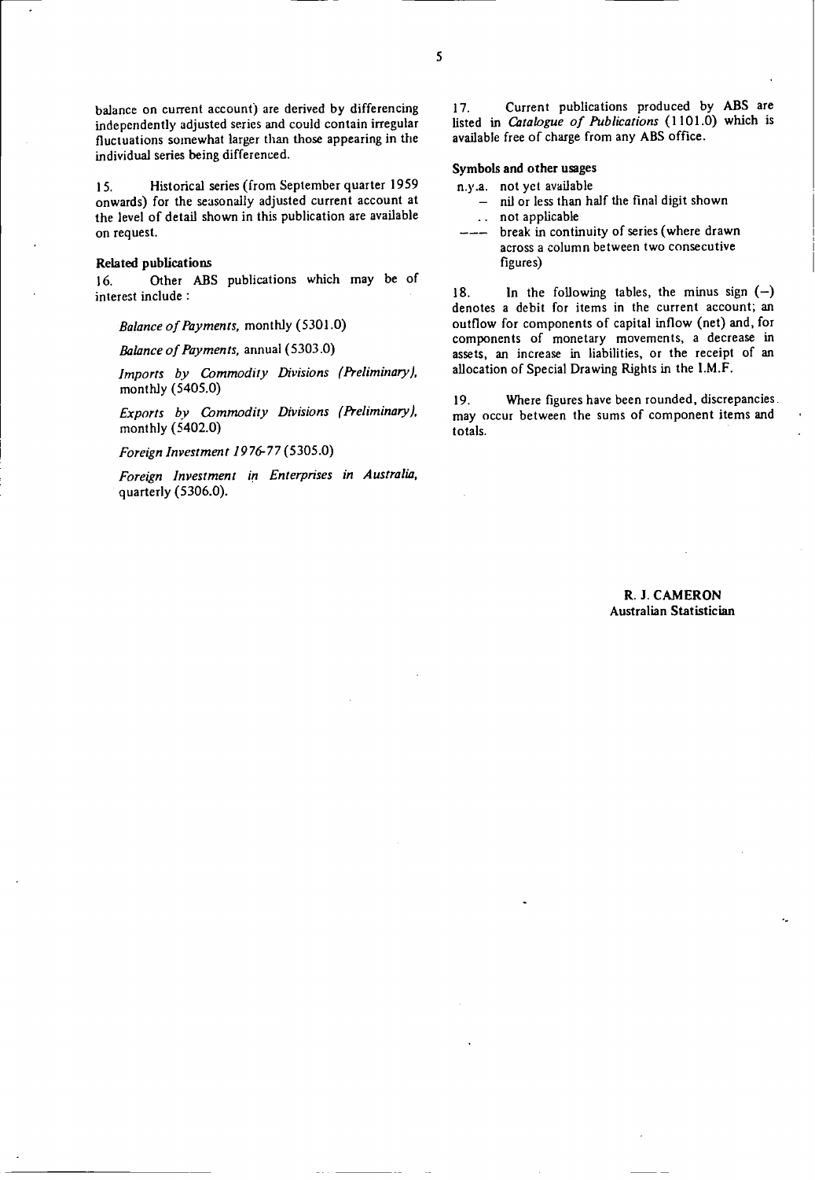balance on current account) are derived by differencing independently adjusted series and could contain irregular fluctuations somewhat larger than those appearing in the individual series being differenced.

15. Historical series (from September quarter 1959 onwards) for the seasonally adjusted current account at the level of detail shown in this publication are available on request.

**Related publications**

16. Other ABS publications which may be of interest include :

*Balance of Payments,* monthly (5301.0)

*Balance of Payments,* annual (5303.0)

*Imports by Commodity Divisions (Preliminary),* monthly (5405.0)

*Exports by Commodity Divisions (Preliminary),* monthly (5402.0)

*Foreign Investment 1976-77* (5305.0)

*Foreign Investment in Enterprises in Australia,* quarterly (5306.0).

17. Current publications produced by ABS are listed in *Catalogue of Publications* (1101.0) which is available free of charge from any ABS office.

**Symbols and other usages**

n.y.a. not yet available
– nil or less than half the final digit shown
. . not applicable
--- break in continuity of series (where drawn across a column between two consecutive figures)

18. In the following tables, the minus sign (–) denotes a debit for items in the current account; an outflow for components of capital inflow (net) and, for components of monetary movements, a decrease in assets, an increase in liabilities, or the receipt of an allocation of Special Drawing Rights in the I.M.F.

19. Where figures have been rounded, discrepancies may occur between the sums of component items and totals.

**R. J. CAMERON**
**Australian Statistician**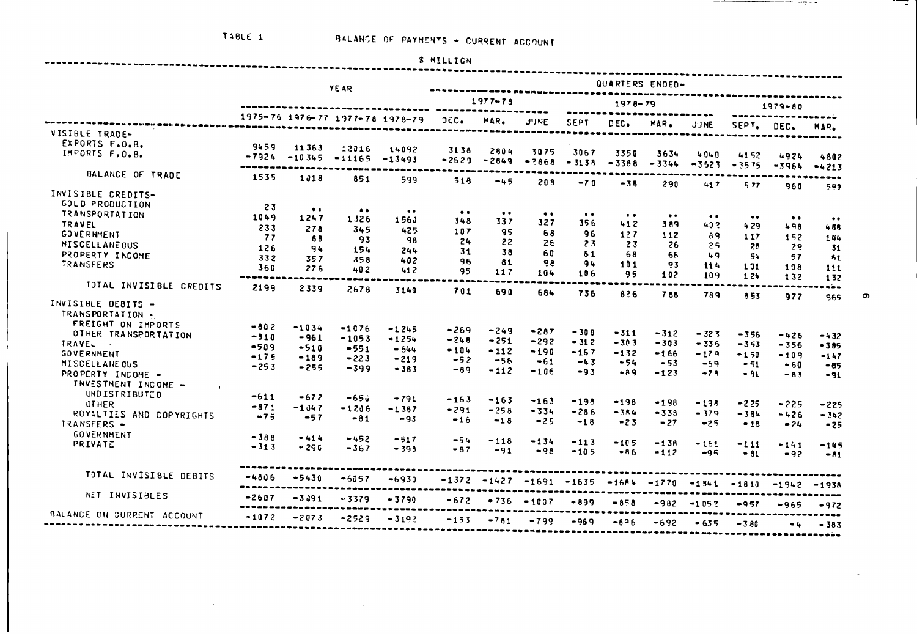TABLE 1

# BALANCE OF PAYMENTS - CURRENT ACCOUNT

$ MILLION

| | YEAR | | | | QUARTERS ENDED- | | | | | | | | | |
|---|---|---|---|---|---|---|---|---|---|---|---|---|---|---|
| | | | | | 1977-78 | | | 1978-79 | | | | 1979-80 | | |
| | 1975-76 | 1976-77 | 1977-78 | 1978-79 | DEC. | MAR. | JUNE | SEPT | DEC. | MAR. | JUNE | SEPT. | DEC. | MAR. |
| VISIBLE TRADE- | | | | | | | | | | | | | | |
| EXPORTS F.O.B. | 9459 | 11363 | 12016 | 14092 | 3138 | 2804 | 3075 | 3067 | 3350 | 3634 | 4040 | 4152 | 4924 | 4802 |
| IMPORTS F.O.B. | -7924 | -10345 | -11165 | -13493 | -2620 | -2849 | -2868 | -3138 | -3388 | -3344 | -3623 | -3575 | -3964 | -4213 |
| BALANCE OF TRADE | 1535 | 1018 | 851 | 599 | 518 | -45 | 208 | -70 | -38 | 290 | 417 | 577 | 960 | 590 |
| INVISIBLE CREDITS- | | | | | | | | | | | | | | |
| GOLD PRODUCTION | 23 | .. | .. | .. | .. | .. | .. | .. | .. | .. | .. | .. | .. | .. |
| TRANSPORTATION | 1049 | 1247 | 1326 | 1560 | 348 | 337 | 327 | 356 | 412 | 389 | 402 | 429 | 498 | 488 |
| TRAVEL | 233 | 278 | 345 | 425 | 107 | 95 | 68 | 96 | 127 | 112 | 89 | 117 | 152 | 144 |
| GOVERNMENT | 77 | 88 | 93 | 98 | 24 | 22 | 26 | 23 | 23 | 26 | 25 | 28 | 29 | 31 |
| MISCELLANEOUS | 126 | 94 | 154 | 244 | 31 | 38 | 60 | 61 | 68 | 66 | 49 | 54 | 57 | 61 |
| PROPERTY INCOME | 332 | 357 | 358 | 402 | 96 | 81 | 98 | 94 | 101 | 93 | 114 | 101 | 108 | 111 |
| TRANSFERS | 360 | 276 | 402 | 412 | 95 | 117 | 104 | 106 | 95 | 102 | 109 | 124 | 132 | 132 |
| TOTAL INVISIBLE CREDITS | 2199 | 2339 | 2678 | 3140 | 701 | 690 | 684 | 736 | 826 | 788 | 789 | 853 | 977 | 965 |
| INVISIBLE DEBITS - | | | | | | | | | | | | | | |
| TRANSPORTATION - | | | | | | | | | | | | | | |
| FREIGHT ON IMPORTS | -802 | -1034 | -1076 | -1245 | -269 | -249 | -287 | -300 | -311 | -312 | -323 | -356 | -426 | -432 |
| OTHER TRANSPORTATION | -810 | -961 | -1053 | -1254 | -248 | -251 | -292 | -312 | -303 | -303 | -336 | -353 | -356 | -385 |
| TRAVEL | -509 | -510 | -551 | -644 | -104 | -112 | -190 | -167 | -132 | -166 | -179 | -150 | -109 | -147 |
| GOVERNMENT | -175 | -189 | -223 | -219 | -52 | -56 | -61 | -43 | -54 | -53 | -69 | -51 | -60 | -85 |
| MISCELLANEOUS | -253 | -255 | -399 | -383 | -89 | -112 | -106 | -93 | -89 | -123 | -78 | -81 | -83 | -91 |
| PROPERTY INCOME - | | | | | | | | | | | | | | |
| INVESTMENT INCOME - | | | | | | | | | | | | | | |
| UNDISTRIBUTED | -611 | -672 | -656 | -791 | -163 | -163 | -163 | -198 | -198 | -198 | -198 | -225 | -225 | -225 |
| OTHER | -871 | -1047 | -1206 | -1387 | -291 | -258 | -334 | -286 | -384 | -338 | -379 | -384 | -426 | -342 |
| ROYALTIES AND COPYRIGHTS | -75 | -57 | -81 | -93 | -16 | -18 | -25 | -18 | -23 | -27 | -25 | -18 | -24 | -25 |
| TRANSFERS - | | | | | | | | | | | | | | |
| GOVERNMENT | -388 | -414 | -452 | -517 | -54 | -118 | -134 | -113 | -105 | -138 | -161 | -111 | -141 | -145 |
| PRIVATE | -313 | -290 | -367 | -398 | -87 | -91 | -98 | -105 | -86 | -112 | -95 | -81 | -92 | -81 |
| TOTAL INVISIBLE DEBITS | -4806 | -5430 | -6057 | -6930 | -1372 | -1427 | -1691 | -1635 | -1684 | -1770 | -1841 | -1810 | -1942 | -1938 |
| NET INVISIBLES | -2607 | -3091 | -3379 | -3790 | -672 | -736 | -1007 | -899 | -858 | -982 | -1052 | -957 | -965 | -972 |
| BALANCE ON CURRENT ACCOUNT | -1072 | -2073 | -2529 | -3192 | -153 | -781 | -799 | -969 | -896 | -692 | -635 | -380 | -4 | -383 |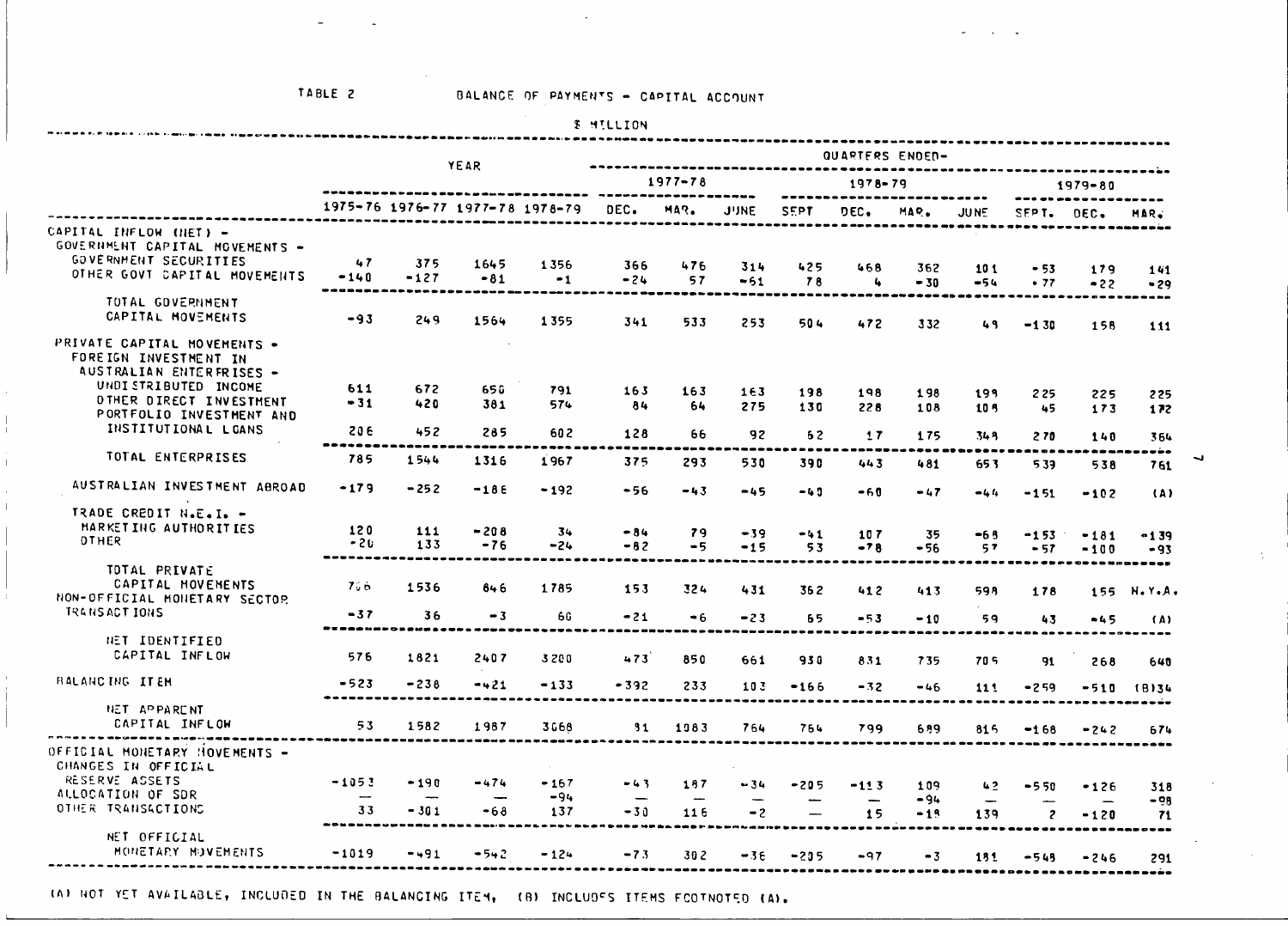TABLE 2 BALANCE OF PAYMENTS - CAPITAL ACCOUNT

$ MILLION

| | YEAR | | | | QUARTERS ENDED- | | | | | | | | | |
|---|---|---|---|---|---|---|---|---|---|---|---|---|---|---|
| | | | | | 1977-78 | | | 1978-79 | | | | 1979-80 | | |
| | 1975-76 | 1976-77 | 1977-78 | 1978-79 | DEC. | MAR. | JUNE | SEPT | DEC. | MAR. | JUNE | SEPT. | DEC. | MAR. |
| CAPITAL INFLOW (NET) - | | | | | | | | | | | | | | |
| GOVERNMENT CAPITAL MOVEMENTS - | | | | | | | | | | | | | | |
| GOVERNMENT SECURITIES | 47 | 375 | 1645 | 1356 | 366 | 476 | 314 | 425 | 468 | 362 | 101 | -53 | 179 | 141 |
| OTHER GOVT CAPITAL MOVEMENTS | -140 | -127 | -81 | -1 | -24 | 57 | -61 | 78 | 4 | -30 | -54 | -77 | -22 | -29 |
| TOTAL GOVERNMENT CAPITAL MOVEMENTS | -93 | 249 | 1564 | 1355 | 341 | 533 | 253 | 504 | 472 | 332 | 49 | -130 | 158 | 111 |
| PRIVATE CAPITAL MOVEMENTS - | | | | | | | | | | | | | | |
| FOREIGN INVESTMENT IN AUSTRALIAN ENTERPRISES - | | | | | | | | | | | | | | |
| UNDISTRIBUTED INCOME | 611 | 672 | 650 | 791 | 163 | 163 | 163 | 198 | 198 | 198 | 199 | 225 | 225 | 225 |
| OTHER DIRECT INVESTMENT | -31 | 420 | 381 | 574 | 84 | 64 | 275 | 130 | 228 | 108 | 109 | 45 | 173 | 172 |
| PORTFOLIO INVESTMENT AND INSTITUTIONAL LOANS | 206 | 452 | 285 | 602 | 128 | 66 | 92 | 62 | 17 | 175 | 349 | 270 | 140 | 364 |
| TOTAL ENTERPRISES | 785 | 1544 | 1316 | 1967 | 375 | 293 | 530 | 390 | 443 | 481 | 653 | 539 | 538 | 761 |
| AUSTRALIAN INVESTMENT ABROAD | -179 | -252 | -186 | -192 | -56 | -43 | -45 | -40 | -60 | -47 | -44 | -151 | -102 | (A) |
| TRADE CREDIT N.E.I. - | | | | | | | | | | | | | | |
| MARKETING AUTHORITIES | 120 | 111 | -208 | 34 | -84 | 79 | -39 | -41 | 107 | 35 | -68 | -153 | -181 | -139 |
| OTHER | -20 | 133 | -76 | -24 | -82 | -5 | -15 | 53 | -78 | -56 | 57 | -57 | -100 | -93 |
| TOTAL PRIVATE CAPITAL MOVEMENTS | 706 | 1536 | 846 | 1785 | 153 | 324 | 431 | 362 | 412 | 413 | 598 | 178 | 155 | N.Y.A. |
| NON-OFFICIAL MONETARY SECTOR TRANSACTIONS | -37 | 36 | -3 | 60 | -21 | -6 | -23 | 65 | -53 | -10 | 59 | 43 | -45 | (A) |
| NET IDENTIFIED CAPITAL INFLOW | 576 | 1821 | 2407 | 3200 | 473 | 850 | 661 | 930 | 831 | 735 | 705 | 91 | 268 | 640 |
| BALANCING ITEM | -523 | -238 | -421 | -133 | -392 | 233 | 103 | -166 | -32 | -46 | 111 | -259 | -510 | (B)34 |
| NET APPARENT CAPITAL INFLOW | 53 | 1582 | 1987 | 3068 | 81 | 1083 | 764 | 764 | 799 | 689 | 815 | -168 | -242 | 674 |
| OFFICIAL MONETARY MOVEMENTS - | | | | | | | | | | | | | | |
| CHANGES IN OFFICIAL RESERVE ASSETS | -1053 | -190 | -474 | -167 | -43 | 187 | -34 | -205 | -113 | 109 | 42 | -550 | -126 | 318 |
| ALLOCATION OF SDR | — | — | — | -94 | — | — | — | — | — | -94 | — | — | — | -98 |
| OTHER TRANSACTIONS | 33 | -301 | -68 | 137 | -30 | 116 | -2 | — | 15 | -18 | 139 | 2 | -120 | 71 |
| NET OFFICIAL MONETARY MOVEMENTS | -1019 | -491 | -542 | -124 | -73 | 302 | -36 | -205 | -97 | -3 | 181 | -548 | -246 | 291 |

(A) NOT YET AVAILABLE, INCLUDED IN THE BALANCING ITEM. (B) INCLUDES ITEMS FOOTNOTED (A).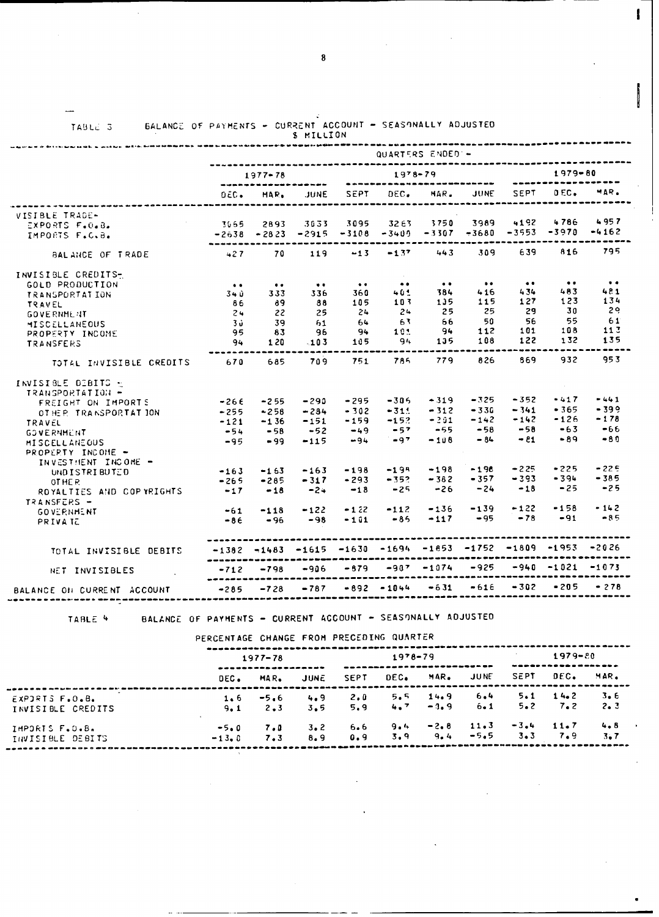TABLE 3 BALANCE OF PAYMENTS - CURRENT ACCOUNT - SEASONALLY ADJUSTED

$ MILLION

| | QUARTERS ENDED - | | | | | | | | | |
|---|---|---|---|---|---|---|---|---|---|---|
| | 1977-78 | | | 1978-79 | | | | 1979-80 | | |
| | DEC. | MAR. | JUNE | SEPT | DEC. | MAR. | JUNE | SEPT | DEC. | MAR. |
| VISIBLE TRADE- | | | | | | | | | | |
| EXPORTS F.O.B. | 3065 | 2893 | 3033 | 3095 | 3263 | 3750 | 3989 | 4192 | 4786 | 4957 |
| IMPORTS F.O.B. | -2638 | -2823 | -2915 | -3108 | -3400 | -3307 | -3680 | -3553 | -3970 | -4162 |
| BALANCE OF TRADE | 427 | 70 | 119 | -13 | -137 | 443 | 309 | 639 | 816 | 795 |
| INVISIBLE CREDITS- | | | | | | | | | | |
| GOLD PRODUCTION | .. | .. | .. | .. | .. | .. | .. | .. | .. | .. |
| TRANSPORTATION | 340 | 333 | 336 | 360 | 401 | 384 | 416 | 434 | 483 | 481 |
| TRAVEL | 86 | 89 | 88 | 105 | 103 | 135 | 115 | 127 | 123 | 134 |
| GOVERNMENT | 24 | 22 | 25 | 24 | 24 | 25 | 25 | 29 | 30 | 29 |
| MISCELLANEOUS | 30 | 39 | 61 | 64 | 63 | 66 | 50 | 56 | 55 | 61 |
| PROPERTY INCOME | 95 | 83 | 96 | 94 | 101 | 94 | 112 | 101 | 108 | 113 |
| TRANSFERS | 94 | 120 | 103 | 105 | 94 | 135 | 108 | 122 | 132 | 135 |
| TOTAL INVISIBLE CREDITS | 670 | 685 | 709 | 751 | 785 | 779 | 826 | 869 | 932 | 953 |
| INVISIBLE DEBITS - | | | | | | | | | | |
| TRANSPORTATION - | | | | | | | | | | |
| FREIGHT ON IMPORTS | -266 | -255 | -290 | -295 | -306 | -319 | -325 | -352 | -417 | -441 |
| OTHER TRANSPORTATION | -255 | -258 | -284 | -302 | -311 | -312 | -330 | -341 | -365 | -399 |
| TRAVEL | -121 | -136 | -151 | -159 | -152 | -201 | -142 | -142 | -126 | -178 |
| GOVERNMENT | -54 | -58 | -52 | -49 | -57 | -55 | -58 | -58 | -63 | -66 |
| MISCELLANEOUS | -95 | -99 | -115 | -94 | -97 | -108 | -84 | -81 | -89 | -80 |
| PROPERTY INCOME - | | | | | | | | | | |
| INVESTMENT INCOME - | | | | | | | | | | |
| UNDISTRIBUTED | -163 | -163 | -163 | -198 | -198 | -198 | -198 | -225 | -225 | -225 |
| OTHER | -265 | -285 | -317 | -293 | -352 | -382 | -357 | -393 | -394 | -385 |
| ROYALTIES AND COPYRIGHTS | -17 | -18 | -24 | -18 | -25 | -26 | -24 | -18 | -25 | -25 |
| TRANSFERS - | | | | | | | | | | |
| GOVERNMENT | -61 | -118 | -122 | -122 | -112 | -136 | -139 | -122 | -158 | -142 |
| PRIVATE | -86 | -96 | -98 | -101 | -85 | -117 | -95 | -78 | -91 | -85 |
| TOTAL INVISIBLE DEBITS | -1382 | -1483 | -1615 | -1630 | -1694 | -1853 | -1752 | -1809 | -1953 | -2026 |
| NET INVISIBLES | -712 | -798 | -906 | -879 | -907 | -1074 | -925 | -940 | -1021 | -1073 |
| BALANCE ON CURRENT ACCOUNT | -285 | -728 | -787 | -892 | -1044 | -631 | -616 | -302 | -205 | -278 |

TABLE 4 BALANCE OF PAYMENTS - CURRENT ACCOUNT - SEASONALLY ADJUSTED

PERCENTAGE CHANGE FROM PRECEDING QUARTER

| | 1977-78 | | | 1978-79 | | | | 1979-80 | | |
|---|---|---|---|---|---|---|---|---|---|---|
| | DEC. | MAR. | JUNE | SEPT | DEC. | MAR. | JUNE | SEPT | DEC. | MAR. |
| EXPORTS F.O.B. | 1.6 | -5.6 | 4.9 | 2.0 | 5.5 | 14.9 | 6.4 | 5.1 | 14.2 | 3.6 |
| INVISIBLE CREDITS | 9.1 | 2.3 | 3.5 | 5.9 | 4.7 | -0.9 | 6.1 | 5.2 | 7.2 | 2.3 |
| IMPORTS F.O.B. | -5.0 | 7.0 | 3.2 | 6.6 | 9.4 | -2.8 | 11.3 | -3.4 | 11.7 | 4.8 |
| INVISIBLE DEBITS | -13.0 | 7.3 | 8.9 | 0.9 | 3.9 | 9.4 | -5.5 | 3.3 | 7.9 | 3.7 |